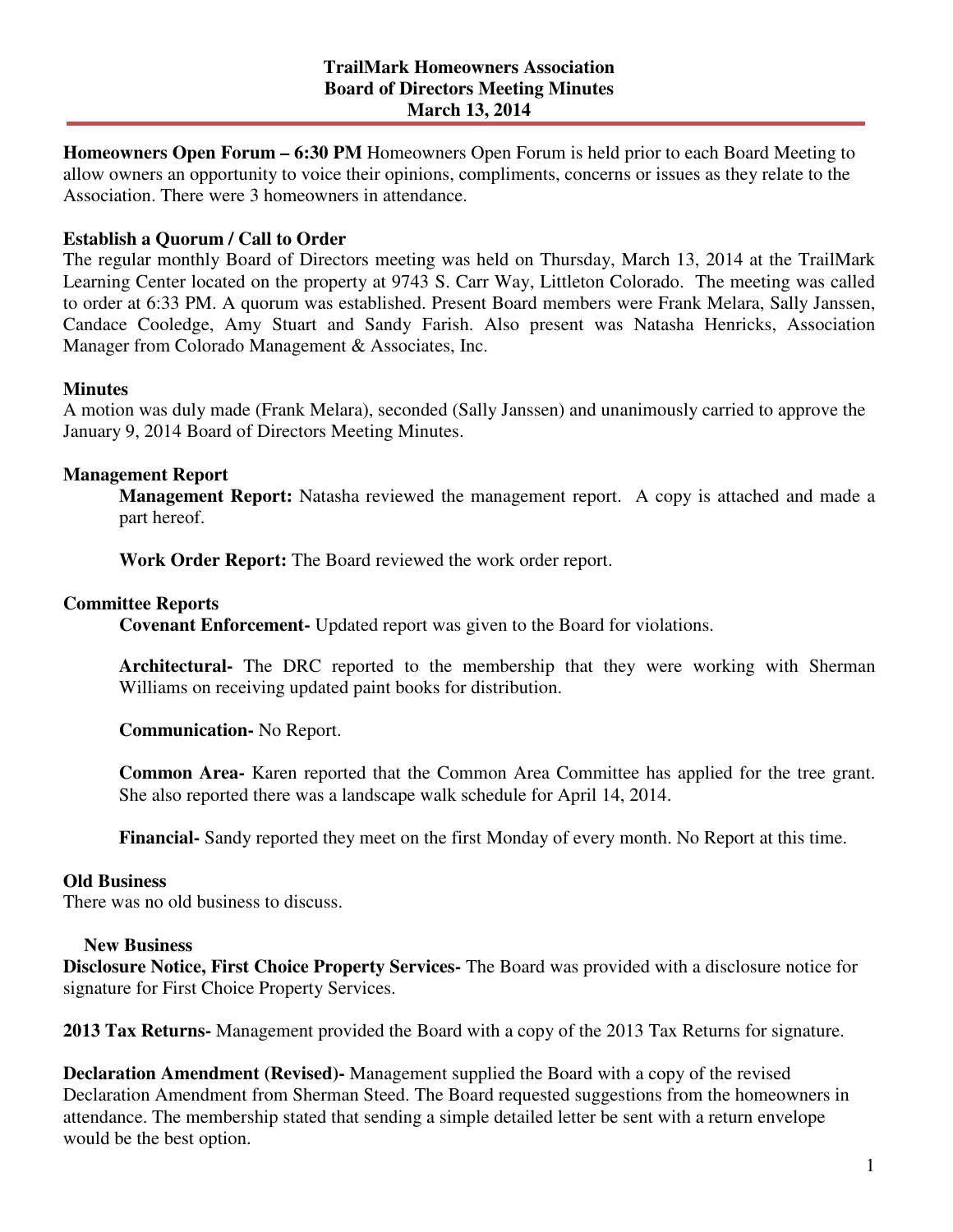# TrailMark Homeowners Association
## Board of Directors Meeting Minutes
## March 13, 2014

**Homeowners Open Forum – 6:30 PM** Homeowners Open Forum is held prior to each Board Meeting to allow owners an opportunity to voice their opinions, compliments, concerns or issues as they relate to the Association. There were 3 homeowners in attendance.

**Establish a Quorum / Call to Order**

The regular monthly Board of Directors meeting was held on Thursday, March 13, 2014 at the TrailMark Learning Center located on the property at 9743 S. Carr Way, Littleton Colorado. The meeting was called to order at 6:33 PM. A quorum was established. Present Board members were Frank Melara, Sally Janssen, Candace Cooledge, Amy Stuart and Sandy Farish. Also present was Natasha Henricks, Association Manager from Colorado Management & Associates, Inc.

**Minutes**

A motion was duly made (Frank Melara), seconded (Sally Janssen) and unanimously carried to approve the January 9, 2014 Board of Directors Meeting Minutes.

**Management Report**

**Management Report:** Natasha reviewed the management report. A copy is attached and made a part hereof.

**Work Order Report:** The Board reviewed the work order report.

**Committee Reports**

**Covenant Enforcement-** Updated report was given to the Board for violations.

**Architectural-** The DRC reported to the membership that they were working with Sherman Williams on receiving updated paint books for distribution.

**Communication-** No Report.

**Common Area-** Karen reported that the Common Area Committee has applied for the tree grant. She also reported there was a landscape walk schedule for April 14, 2014.

**Financial-** Sandy reported they meet on the first Monday of every month. No Report at this time.

**Old Business**

There was no old business to discuss.

**New Business**

**Disclosure Notice, First Choice Property Services-** The Board was provided with a disclosure notice for signature for First Choice Property Services.

**2013 Tax Returns-** Management provided the Board with a copy of the 2013 Tax Returns for signature.

**Declaration Amendment (Revised)-** Management supplied the Board with a copy of the revised Declaration Amendment from Sherman Steed. The Board requested suggestions from the homeowners in attendance. The membership stated that sending a simple detailed letter be sent with a return envelope would be the best option.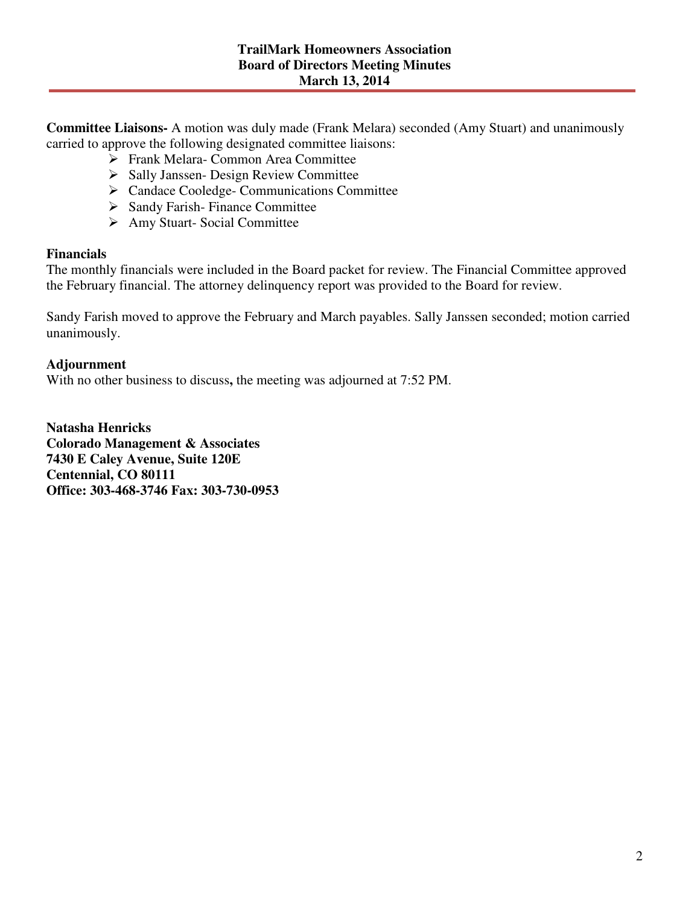**Committee Liaisons-** A motion was duly made (Frank Melara) seconded (Amy Stuart) and unanimously carried to approve the following designated committee liaisons:

- Frank Melara- Common Area Committee
- Sally Janssen- Design Review Committee
- Candace Cooledge- Communications Committee
- Sandy Farish- Finance Committee
- Amy Stuart- Social Committee

**Financials**

The monthly financials were included in the Board packet for review. The Financial Committee approved the February financial. The attorney delinquency report was provided to the Board for review.

Sandy Farish moved to approve the February and March payables. Sally Janssen seconded; motion carried unanimously.

**Adjournment**

With no other business to discuss**,** the meeting was adjourned at 7:52 PM.

**Natasha Henricks**
**Colorado Management & Associates**
**7430 E Caley Avenue, Suite 120E**
**Centennial, CO 80111**
**Office: 303-468-3746 Fax: 303-730-0953**